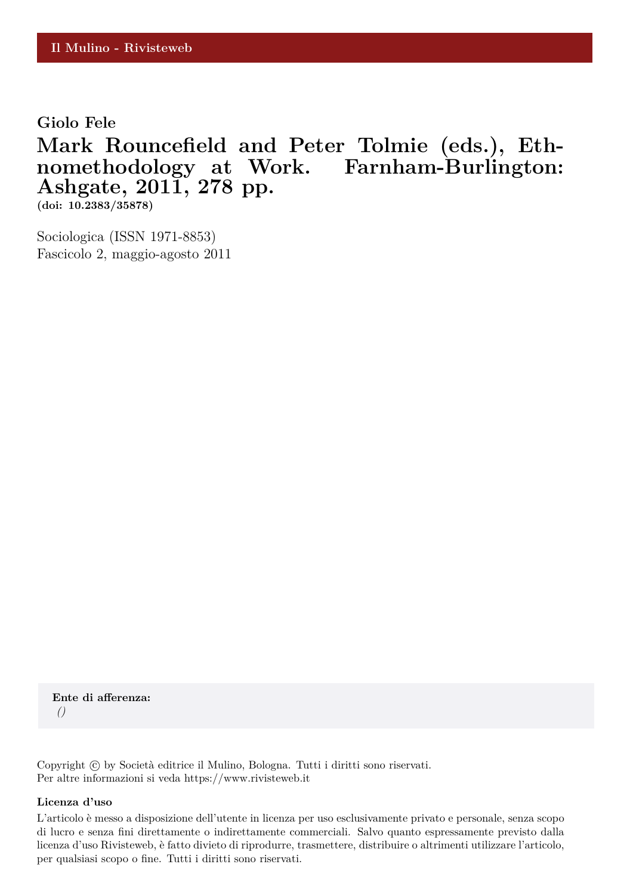Il Mulino - Rivisteweb

**Giolo Fele**

# Mark Rouncefield and Peter Tolmie (eds.), Ethnomethodology at Work. Farnham-Burlington: Ashgate, 2011, 278 pp.

**(doi: 10.2383/35878)**

Sociologica (ISSN 1971-8853)
Fascicolo 2, maggio-agosto 2011

**Ente di afferenza:**
*()*

Copyright © by Società editrice il Mulino, Bologna. Tutti i diritti sono riservati.
Per altre informazioni si veda https://www.rivisteweb.it

**Licenza d'uso**

L'articolo è messo a disposizione dell'utente in licenza per uso esclusivamente privato e personale, senza scopo di lucro e senza fini direttamente o indirettamente commerciali. Salvo quanto espressamente previsto dalla licenza d'uso Rivisteweb, è fatto divieto di riprodurre, trasmettere, distribuire o altrimenti utilizzare l'articolo, per qualsiasi scopo o fine. Tutti i diritti sono riservati.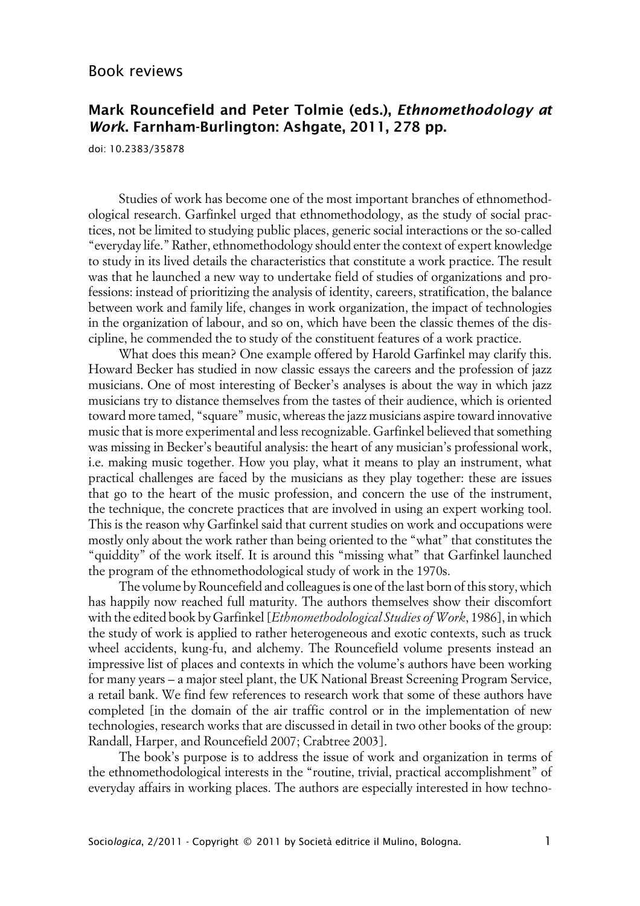Book reviews

## Mark Rouncefield and Peter Tolmie (eds.), *Ethnomethodology at Work*. Farnham-Burlington: Ashgate, 2011, 278 pp.

doi: 10.2383/35878

Studies of work has become one of the most important branches of ethnomethodological research. Garfinkel urged that ethnomethodology, as the study of social practices, not be limited to studying public places, generic social interactions or the so-called "everyday life." Rather, ethnomethodology should enter the context of expert knowledge to study in its lived details the characteristics that constitute a work practice. The result was that he launched a new way to undertake field of studies of organizations and professions: instead of prioritizing the analysis of identity, careers, stratification, the balance between work and family life, changes in work organization, the impact of technologies in the organization of labour, and so on, which have been the classic themes of the discipline, he commended the to study of the constituent features of a work practice.

What does this mean? One example offered by Harold Garfinkel may clarify this. Howard Becker has studied in now classic essays the careers and the profession of jazz musicians. One of most interesting of Becker's analyses is about the way in which jazz musicians try to distance themselves from the tastes of their audience, which is oriented toward more tamed, "square" music, whereas the jazz musicians aspire toward innovative music that is more experimental and less recognizable. Garfinkel believed that something was missing in Becker's beautiful analysis: the heart of any musician's professional work, i.e. making music together. How you play, what it means to play an instrument, what practical challenges are faced by the musicians as they play together: these are issues that go to the heart of the music profession, and concern the use of the instrument, the technique, the concrete practices that are involved in using an expert working tool. This is the reason why Garfinkel said that current studies on work and occupations were mostly only about the work rather than being oriented to the "what" that constitutes the "quiddity" of the work itself. It is around this "missing what" that Garfinkel launched the program of the ethnomethodological study of work in the 1970s.

The volume by Rouncefield and colleagues is one of the last born of this story, which has happily now reached full maturity. The authors themselves show their discomfort with the edited book by Garfinkel [*Ethnomethodological Studies of Work*, 1986], in which the study of work is applied to rather heterogeneous and exotic contexts, such as truck wheel accidents, kung-fu, and alchemy. The Rouncefield volume presents instead an impressive list of places and contexts in which the volume's authors have been working for many years – a major steel plant, the UK National Breast Screening Program Service, a retail bank. We find few references to research work that some of these authors have completed [in the domain of the air traffic control or in the implementation of new technologies, research works that are discussed in detail in two other books of the group: Randall, Harper, and Rouncefield 2007; Crabtree 2003].

The book's purpose is to address the issue of work and organization in terms of the ethnomethodological interests in the "routine, trivial, practical accomplishment" of everyday affairs in working places. The authors are especially interested in how techno-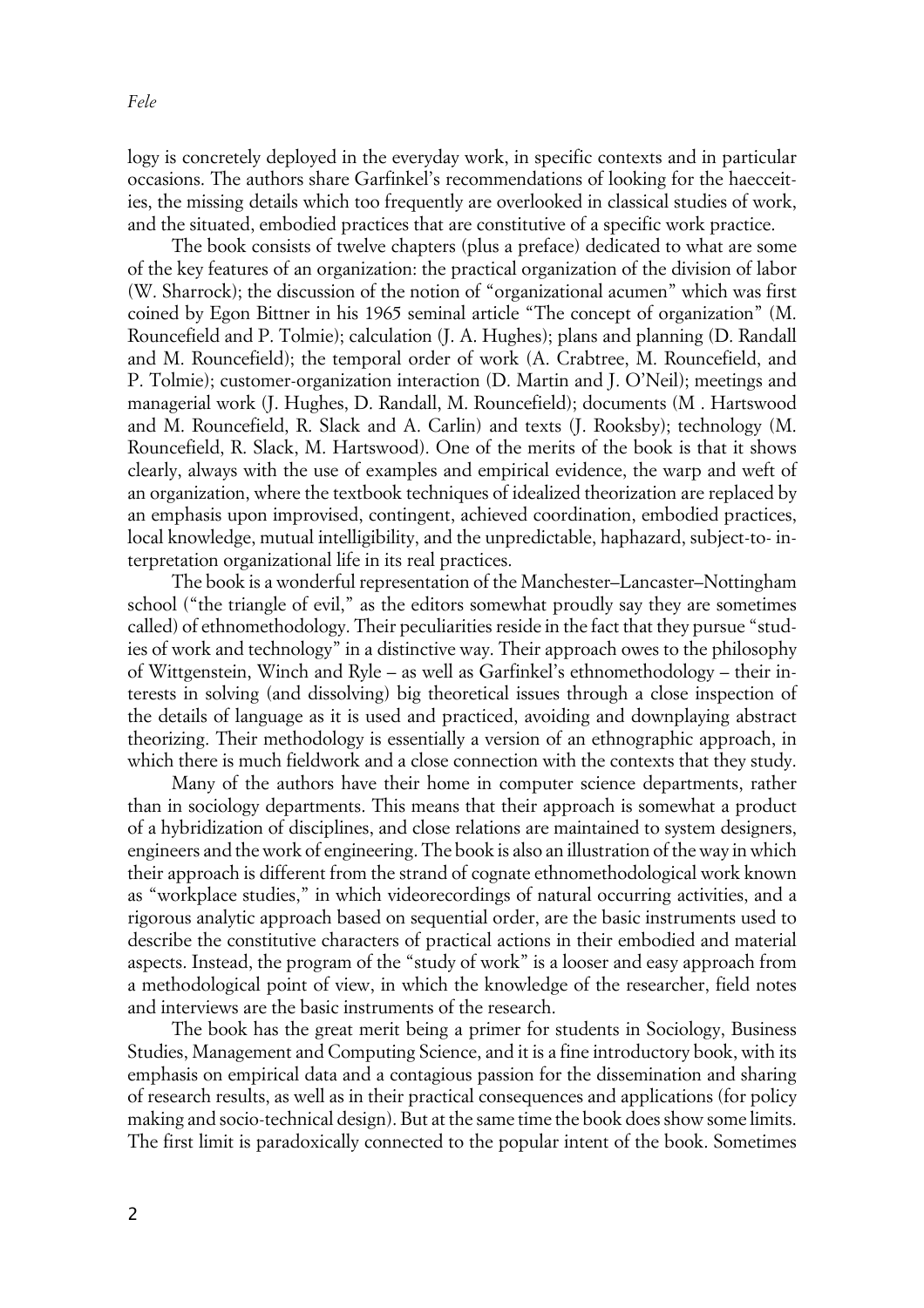logy is concretely deployed in the everyday work, in specific contexts and in particular occasions. The authors share Garfinkel's recommendations of looking for the haecceities, the missing details which too frequently are overlooked in classical studies of work, and the situated, embodied practices that are constitutive of a specific work practice.

The book consists of twelve chapters (plus a preface) dedicated to what are some of the key features of an organization: the practical organization of the division of labor (W. Sharrock); the discussion of the notion of "organizational acumen" which was first coined by Egon Bittner in his 1965 seminal article "The concept of organization" (M. Rouncefield and P. Tolmie); calculation (J. A. Hughes); plans and planning (D. Randall and M. Rouncefield); the temporal order of work (A. Crabtree, M. Rouncefield, and P. Tolmie); customer-organization interaction (D. Martin and J. O'Neil); meetings and managerial work (J. Hughes, D. Randall, M. Rouncefield); documents (M . Hartswood and M. Rouncefield, R. Slack and A. Carlin) and texts (J. Rooksby); technology (M. Rouncefield, R. Slack, M. Hartswood). One of the merits of the book is that it shows clearly, always with the use of examples and empirical evidence, the warp and weft of an organization, where the textbook techniques of idealized theorization are replaced by an emphasis upon improvised, contingent, achieved coordination, embodied practices, local knowledge, mutual intelligibility, and the unpredictable, haphazard, subject-to- interpretation organizational life in its real practices.

The book is a wonderful representation of the Manchester–Lancaster–Nottingham school ("the triangle of evil," as the editors somewhat proudly say they are sometimes called) of ethnomethodology. Their peculiarities reside in the fact that they pursue "studies of work and technology" in a distinctive way. Their approach owes to the philosophy of Wittgenstein, Winch and Ryle – as well as Garfinkel's ethnomethodology – their interests in solving (and dissolving) big theoretical issues through a close inspection of the details of language as it is used and practiced, avoiding and downplaying abstract theorizing. Their methodology is essentially a version of an ethnographic approach, in which there is much fieldwork and a close connection with the contexts that they study.

Many of the authors have their home in computer science departments, rather than in sociology departments. This means that their approach is somewhat a product of a hybridization of disciplines, and close relations are maintained to system designers, engineers and the work of engineering. The book is also an illustration of the way in which their approach is different from the strand of cognate ethnomethodological work known as "workplace studies," in which videorecordings of natural occurring activities, and a rigorous analytic approach based on sequential order, are the basic instruments used to describe the constitutive characters of practical actions in their embodied and material aspects. Instead, the program of the "study of work" is a looser and easy approach from a methodological point of view, in which the knowledge of the researcher, field notes and interviews are the basic instruments of the research.

The book has the great merit being a primer for students in Sociology, Business Studies, Management and Computing Science, and it is a fine introductory book, with its emphasis on empirical data and a contagious passion for the dissemination and sharing of research results, as well as in their practical consequences and applications (for policy making and socio-technical design). But at the same time the book does show some limits. The first limit is paradoxically connected to the popular intent of the book. Sometimes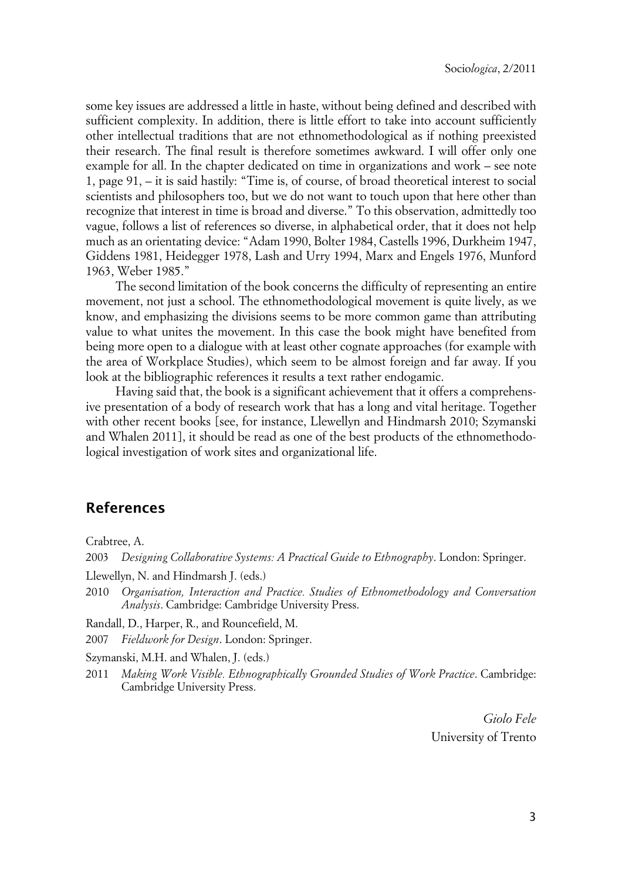some key issues are addressed a little in haste, without being defined and described with sufficient complexity. In addition, there is little effort to take into account sufficiently other intellectual traditions that are not ethnomethodological as if nothing preexisted their research. The final result is therefore sometimes awkward. I will offer only one example for all. In the chapter dedicated on time in organizations and work – see note 1, page 91, – it is said hastily: "Time is, of course, of broad theoretical interest to social scientists and philosophers too, but we do not want to touch upon that here other than recognize that interest in time is broad and diverse." To this observation, admittedly too vague, follows a list of references so diverse, in alphabetical order, that it does not help much as an orientating device: "Adam 1990, Bolter 1984, Castells 1996, Durkheim 1947, Giddens 1981, Heidegger 1978, Lash and Urry 1994, Marx and Engels 1976, Munford 1963, Weber 1985."

The second limitation of the book concerns the difficulty of representing an entire movement, not just a school. The ethnomethodological movement is quite lively, as we know, and emphasizing the divisions seems to be more common game than attributing value to what unites the movement. In this case the book might have benefited from being more open to a dialogue with at least other cognate approaches (for example with the area of Workplace Studies), which seem to be almost foreign and far away. If you look at the bibliographic references it results a text rather endogamic.

Having said that, the book is a significant achievement that it offers a comprehensive presentation of a body of research work that has a long and vital heritage. Together with other recent books [see, for instance, Llewellyn and Hindmarsh 2010; Szymanski and Whalen 2011], it should be read as one of the best products of the ethnomethodological investigation of work sites and organizational life.

## References

Crabtree, A.

2003 *Designing Collaborative Systems: A Practical Guide to Ethnography*. London: Springer.

Llewellyn, N. and Hindmarsh J. (eds.)

2010 *Organisation, Interaction and Practice. Studies of Ethnomethodology and Conversation Analysis*. Cambridge: Cambridge University Press.

Randall, D., Harper, R., and Rouncefield, M.

2007 *Fieldwork for Design*. London: Springer.

Szymanski, M.H. and Whalen, J. (eds.)

2011 *Making Work Visible. Ethnographically Grounded Studies of Work Practice*. Cambridge: Cambridge University Press.

*Giolo Fele*
University of Trento